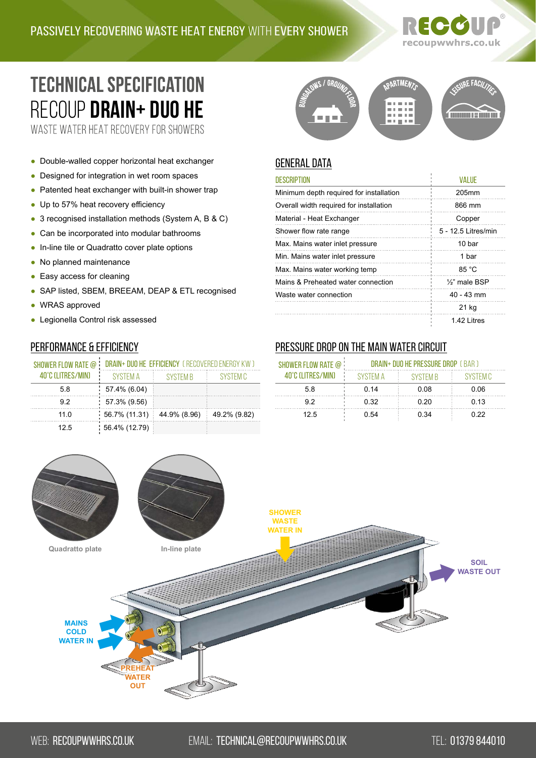PASSIVELY RECOVERING WASTE HEAT ENERGY WITH EVERY SHOWER

RECOUP
recoupwwhrs.co.uk

# TECHNICAL SPECIFICATION

# RECOUP **DRAIN+ DUO HE**

WASTE WATER HEAT RECOVERY FOR SHOWERS

BUNGALOWS / GROUND FLOOR | APARTMENTS | LEISURE FACILITIES

- Double-walled copper horizontal heat exchanger
- Designed for integration in wet room spaces
- Patented heat exchanger with built-in shower trap
- Up to 57% heat recovery efficiency
- 3 recognised installation methods (System A, B & C)
- Can be incorporated into modular bathrooms
- In-line tile or Quadratto cover plate options
- No planned maintenance
- Easy access for cleaning
- SAP listed, SBEM, BREEAM, DEAP & ETL recognised
- WRAS approved
- Legionella Control risk assessed

## GENERAL DATA

| DESCRIPTION | VALUE |
|---|---|
| Minimum depth required for installation | 205mm |
| Overall width required for installation | 866 mm |
| Material - Heat Exchanger | Copper |
| Shower flow rate range | 5 - 12.5 Litres/min |
| Max. Mains water inlet pressure | 10 bar |
| Min. Mains water inlet pressure | 1 bar |
| Max. Mains water working temp | 85 °C |
| Mains & Preheated water connection | ½" male BSP |
| Waste water connection | 40 - 43 mm |
| | 21 kg |
| | 1.42 Litres |

## PERFORMANCE & EFFICIENCY

| SHOWER FLOW RATE @ 40°C (LITRES/MIN) | DRAIN+ DUO HE EFFICIENCY (RECOVERED ENERGY KW) | | |
|---|---|---|---|
| | SYSTEM A | SYSTEM B | SYSTEM C |
| 5.8 | 57.4% (6.04) | | |
| 9.2 | 57.3% (9.56) | | |
| 11.0 | 56.7% (11.31) | 44.9% (8.96) | 49.2% (9.82) |
| 12.5 | 56.4% (12.79) | | |

## PRESSURE DROP ON THE MAIN WATER CIRCUIT

| SHOWER FLOW RATE @ 40°C (LITRES/MIN) | DRAIN+ DUO HE PRESSURE DROP (BAR) | | |
|---|---|---|---|
| | SYSTEM A | SYSTEM B | SYSTEM C |
| 5.8 | 0.14 | 0.08 | 0.06 |
| 9.2 | 0.32 | 0.20 | 0.13 |
| 12.5 | 0.54 | 0.34 | 0.22 |

Quadratto plate

In-line plate

SHOWER WASTE WATER IN

SOIL WASTE OUT

MAINS COLD WATER IN

PREHEAT WATER OUT

WEB: RECOUPWWHRS.CO.UK EMAIL: TECHNICAL@RECOUPWWHRS.CO.UK TEL: 01379 844010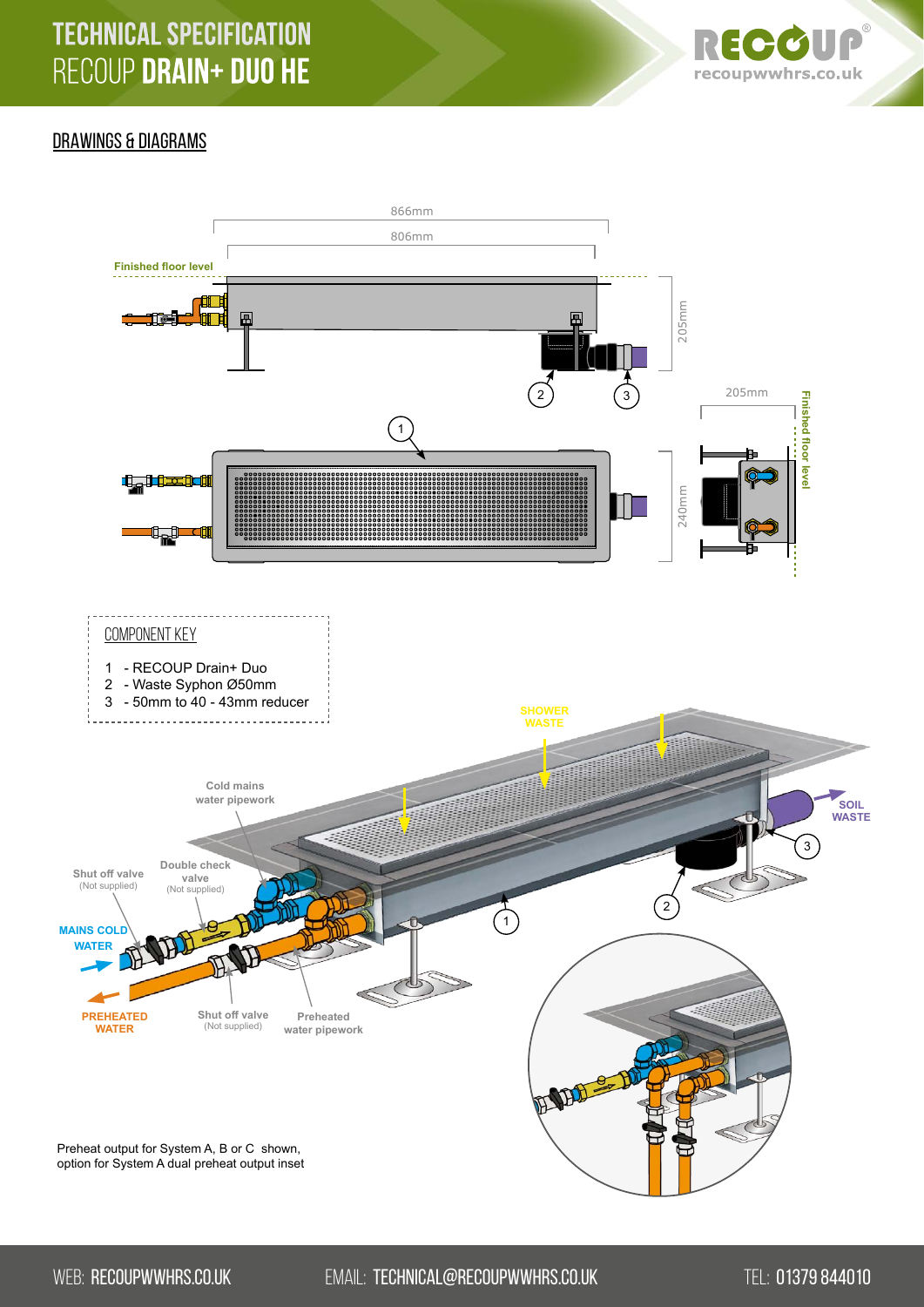# TECHNICAL SPECIFICATION
# RECOUP **DRAIN+ DUO HE**

## DRAWINGS & DIAGRAMS

866mm

806mm

Finished floor level

205mm

205mm

Finished floor level

240mm

### COMPONENT KEY

1 - RECOUP Drain+ Duo
2 - Waste Syphon Ø50mm
3 - 50mm to 40 - 43mm reducer

SHOWER WASTE

SOIL WASTE

Cold mains water pipework

Shut off valve (Not supplied)

Double check valve (Not supplied)

MAINS COLD WATER

PREHEATED WATER

Shut off valve (Not supplied)

Preheated water pipework

Preheat output for System A, B or C shown, option for System A dual preheat output inset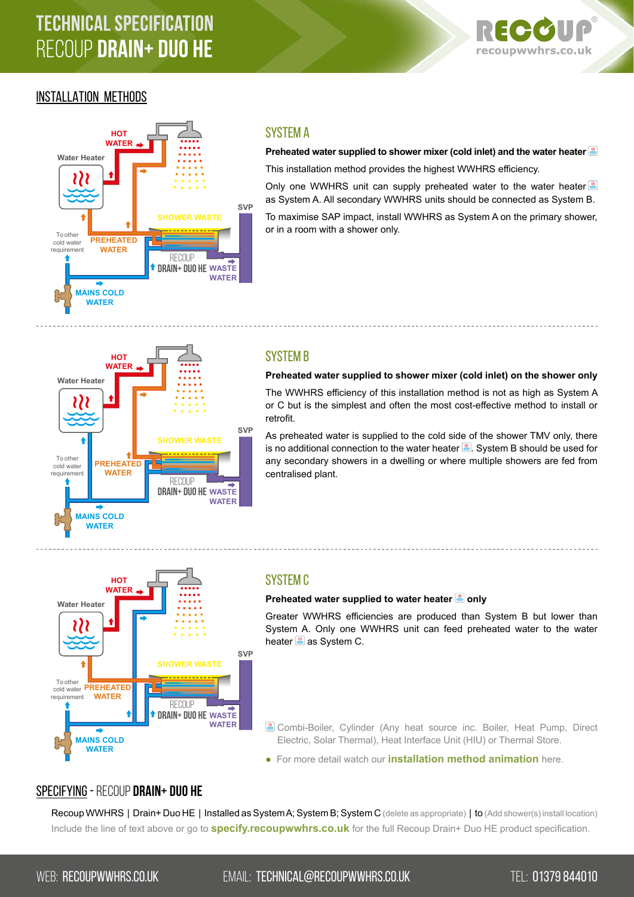# TECHNICAL SPECIFICATION
# RECOUP **DRAIN+ DUO HE**

## INSTALLATION METHODS

HOT WATER
Water Heater
SHOWER WASTE
SVP
To other cold water requirement
PREHEATED WATER
RECOUP DRAIN+ DUO HE
WASTE WATER
MAINS COLD WATER

### SYSTEM A

**Preheated water supplied to shower mixer (cold inlet) and the water heater**

This installation method provides the highest WWHRS efficiency.

Only one WWHRS unit can supply preheated water to the water heater as System A. All secondary WWHRS units should be connected as System B.

To maximise SAP impact, install WWHRS as System A on the primary shower, or in a room with a shower only.

HOT WATER
Water Heater
SHOWER WASTE
SVP
To other cold water requirement
PREHEATED WATER
RECOUP DRAIN+ DUO HE
WASTE WATER
MAINS COLD WATER

### SYSTEM B

**Preheated water supplied to shower mixer (cold inlet) on the shower only**

The WWHRS efficiency of this installation method is not as high as System A or C but is the simplest and often the most cost-effective method to install or retrofit.

As preheated water is supplied to the cold side of the shower TMV only, there is no additional connection to the water heater. System B should be used for any secondary showers in a dwelling or where multiple showers are fed from centralised plant.

HOT WATER
Water Heater
SHOWER WASTE
SVP
To other cold water requirement
PREHEATED WATER
RECOUP DRAIN+ DUO HE
WASTE WATER
MAINS COLD WATER

### SYSTEM C

**Preheated water supplied to water heater only**

Greater WWHRS efficiencies are produced than System B but lower than System A. Only one WWHRS unit can feed preheated water to the water heater as System C.

Combi-Boiler, Cylinder (Any heat source inc. Boiler, Heat Pump, Direct Electric, Solar Thermal), Heat Interface Unit (HIU) or Thermal Store.

- For more detail watch our **installation method animation** here.

## SPECIFYING - RECOUP **DRAIN+ DUO HE**

Recoup WWHRS | Drain+ Duo HE | Installed as System A; System B; System C (delete as appropriate) | to (Add shower(s) install location)

Include the line of text above or go to **specify.recoupwwhrs.co.uk** for the full Recoup Drain+ Duo HE product specification.

WEB: RECOUPWWHRS.CO.UK EMAIL: TECHNICAL@RECOUPWWHRS.CO.UK TEL: 01379 844010